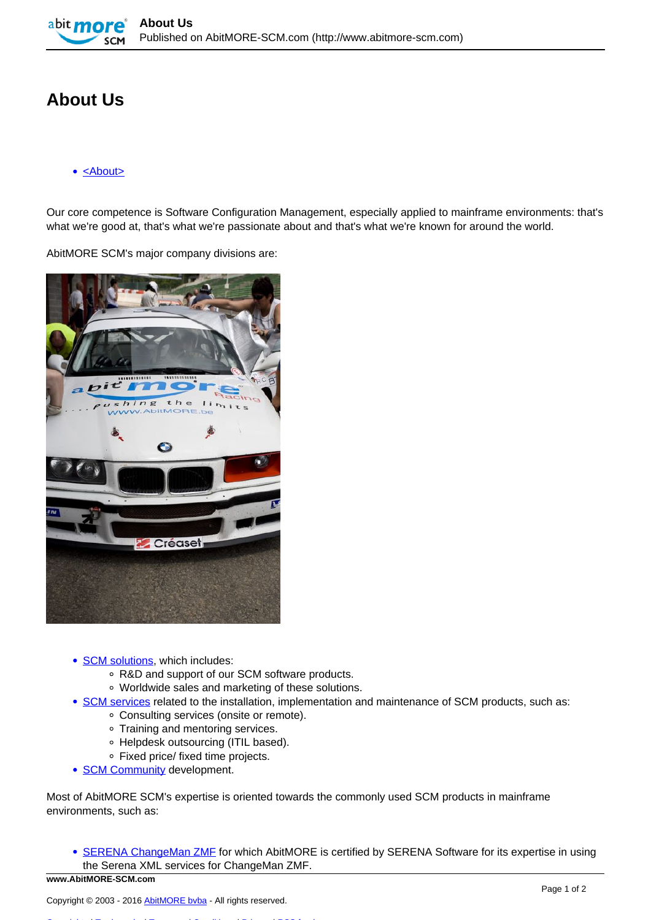# About Us

- <About>

Our core competence is Software Configuration Management, especially applied to mainframe environments: that's what we're good at, that's what we're passionate about and that's what we're known for around the world.

AbitMORE SCM's major company divisions are:

- SCM solutions, which includes:
  - R&D and support of our SCM software products.
  - Worldwide sales and marketing of these solutions.
- SCM services related to the installation, implementation and maintenance of SCM products, such as:
  - Consulting services (onsite or remote).
  - Training and mentoring services.
  - Helpdesk outsourcing (ITIL based).
  - Fixed price/ fixed time projects.
- SCM Community development.

Most of AbitMORE SCM's expertise is oriented towards the commonly used SCM products in mainframe environments, such as:

- SERENA ChangeMan ZMF for which AbitMORE is certified by SERENA Software for its expertise in using the Serena XML services for ChangeMan ZMF.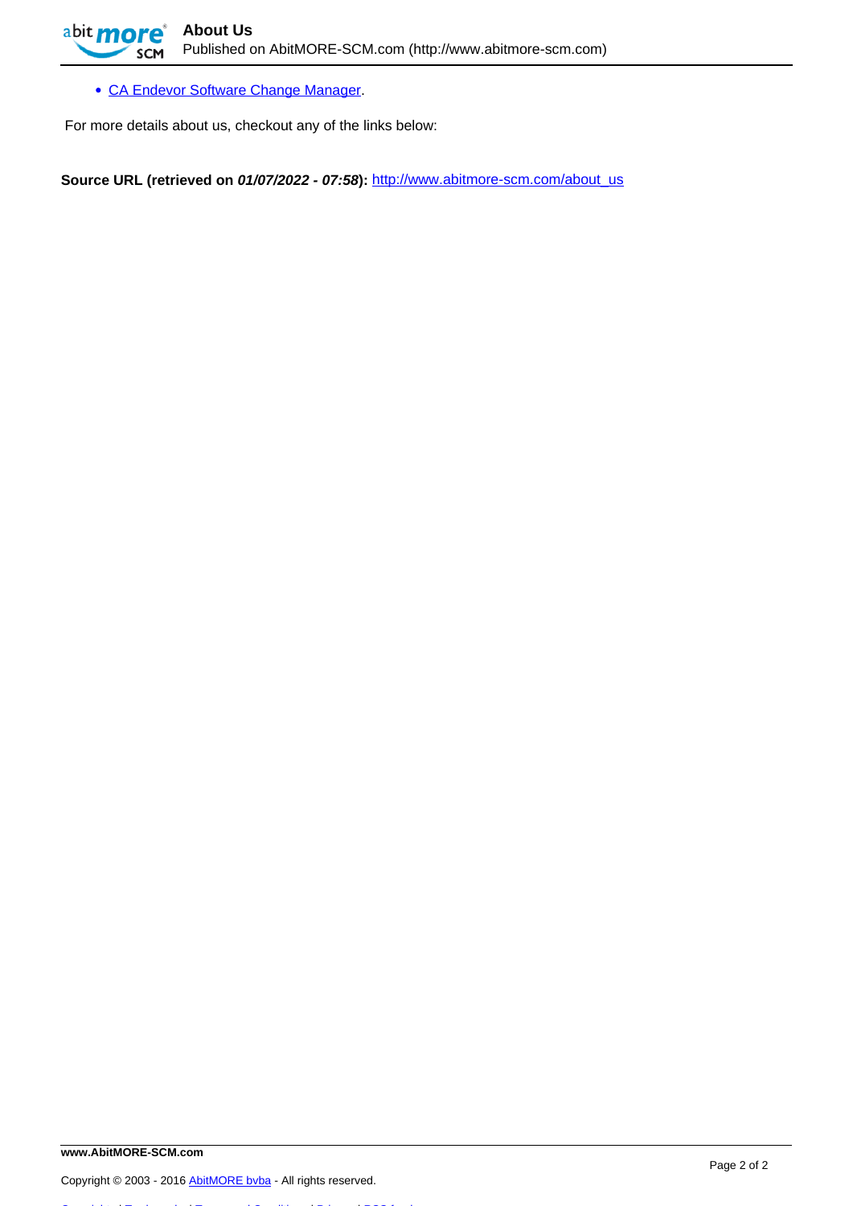- CA Endevor Software Change Manager.

For more details about us, checkout any of the links below:

**Source URL (retrieved on *01/07/2022 - 07:58*):** http://www.abitmore-scm.com/about_us